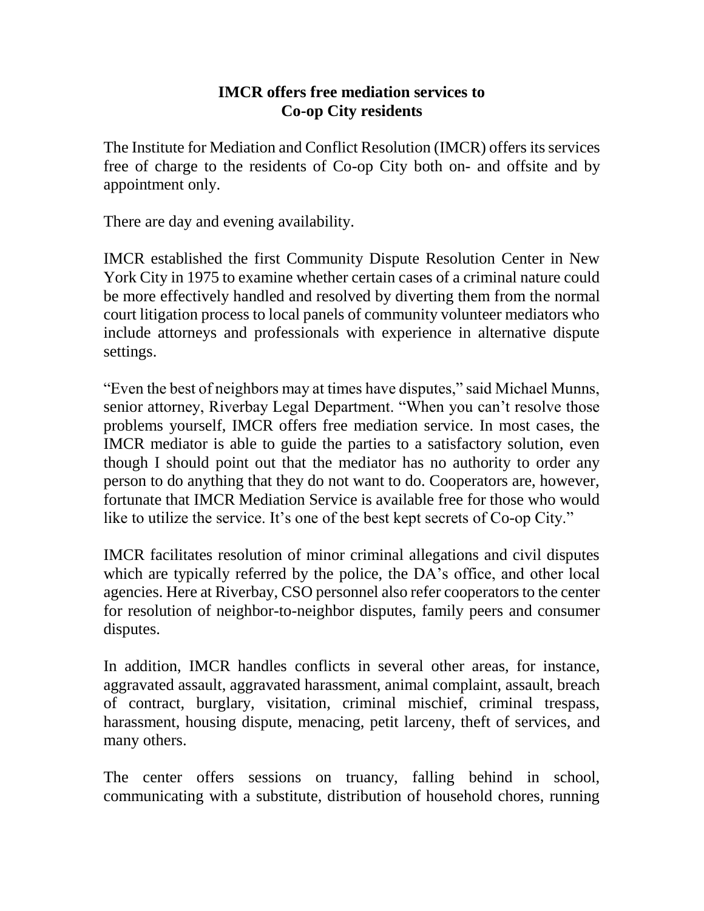# IMCR offers free mediation services to Co-op City residents

The Institute for Mediation and Conflict Resolution (IMCR) offers its services free of charge to the residents of Co-op City both on- and offsite and by appointment only.

There are day and evening availability.

IMCR established the first Community Dispute Resolution Center in New York City in 1975 to examine whether certain cases of a criminal nature could be more effectively handled and resolved by diverting them from the normal court litigation process to local panels of community volunteer mediators who include attorneys and professionals with experience in alternative dispute settings.

"Even the best of neighbors may at times have disputes," said Michael Munns, senior attorney, Riverbay Legal Department. "When you can't resolve those problems yourself, IMCR offers free mediation service. In most cases, the IMCR mediator is able to guide the parties to a satisfactory solution, even though I should point out that the mediator has no authority to order any person to do anything that they do not want to do. Cooperators are, however, fortunate that IMCR Mediation Service is available free for those who would like to utilize the service. It's one of the best kept secrets of Co-op City."

IMCR facilitates resolution of minor criminal allegations and civil disputes which are typically referred by the police, the DA's office, and other local agencies. Here at Riverbay, CSO personnel also refer cooperators to the center for resolution of neighbor-to-neighbor disputes, family peers and consumer disputes.

In addition, IMCR handles conflicts in several other areas, for instance, aggravated assault, aggravated harassment, animal complaint, assault, breach of contract, burglary, visitation, criminal mischief, criminal trespass, harassment, housing dispute, menacing, petit larceny, theft of services, and many others.

The center offers sessions on truancy, falling behind in school, communicating with a substitute, distribution of household chores, running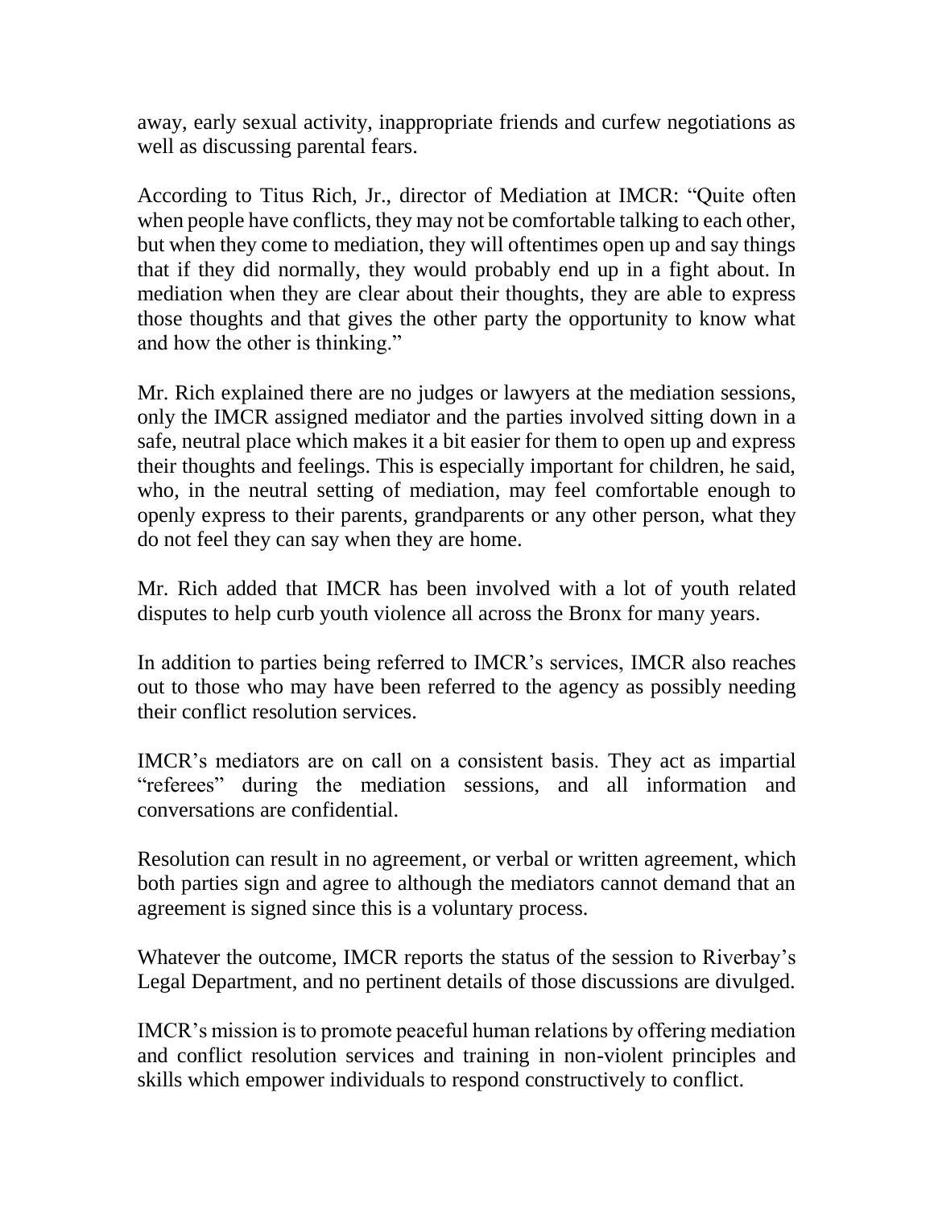away, early sexual activity, inappropriate friends and curfew negotiations as well as discussing parental fears.

According to Titus Rich, Jr., director of Mediation at IMCR: "Quite often when people have conflicts, they may not be comfortable talking to each other, but when they come to mediation, they will oftentimes open up and say things that if they did normally, they would probably end up in a fight about. In mediation when they are clear about their thoughts, they are able to express those thoughts and that gives the other party the opportunity to know what and how the other is thinking."

Mr. Rich explained there are no judges or lawyers at the mediation sessions, only the IMCR assigned mediator and the parties involved sitting down in a safe, neutral place which makes it a bit easier for them to open up and express their thoughts and feelings. This is especially important for children, he said, who, in the neutral setting of mediation, may feel comfortable enough to openly express to their parents, grandparents or any other person, what they do not feel they can say when they are home.

Mr. Rich added that IMCR has been involved with a lot of youth related disputes to help curb youth violence all across the Bronx for many years.

In addition to parties being referred to IMCR's services, IMCR also reaches out to those who may have been referred to the agency as possibly needing their conflict resolution services.

IMCR's mediators are on call on a consistent basis. They act as impartial "referees" during the mediation sessions, and all information and conversations are confidential.

Resolution can result in no agreement, or verbal or written agreement, which both parties sign and agree to although the mediators cannot demand that an agreement is signed since this is a voluntary process.

Whatever the outcome, IMCR reports the status of the session to Riverbay's Legal Department, and no pertinent details of those discussions are divulged.

IMCR's mission is to promote peaceful human relations by offering mediation and conflict resolution services and training in non-violent principles and skills which empower individuals to respond constructively to conflict.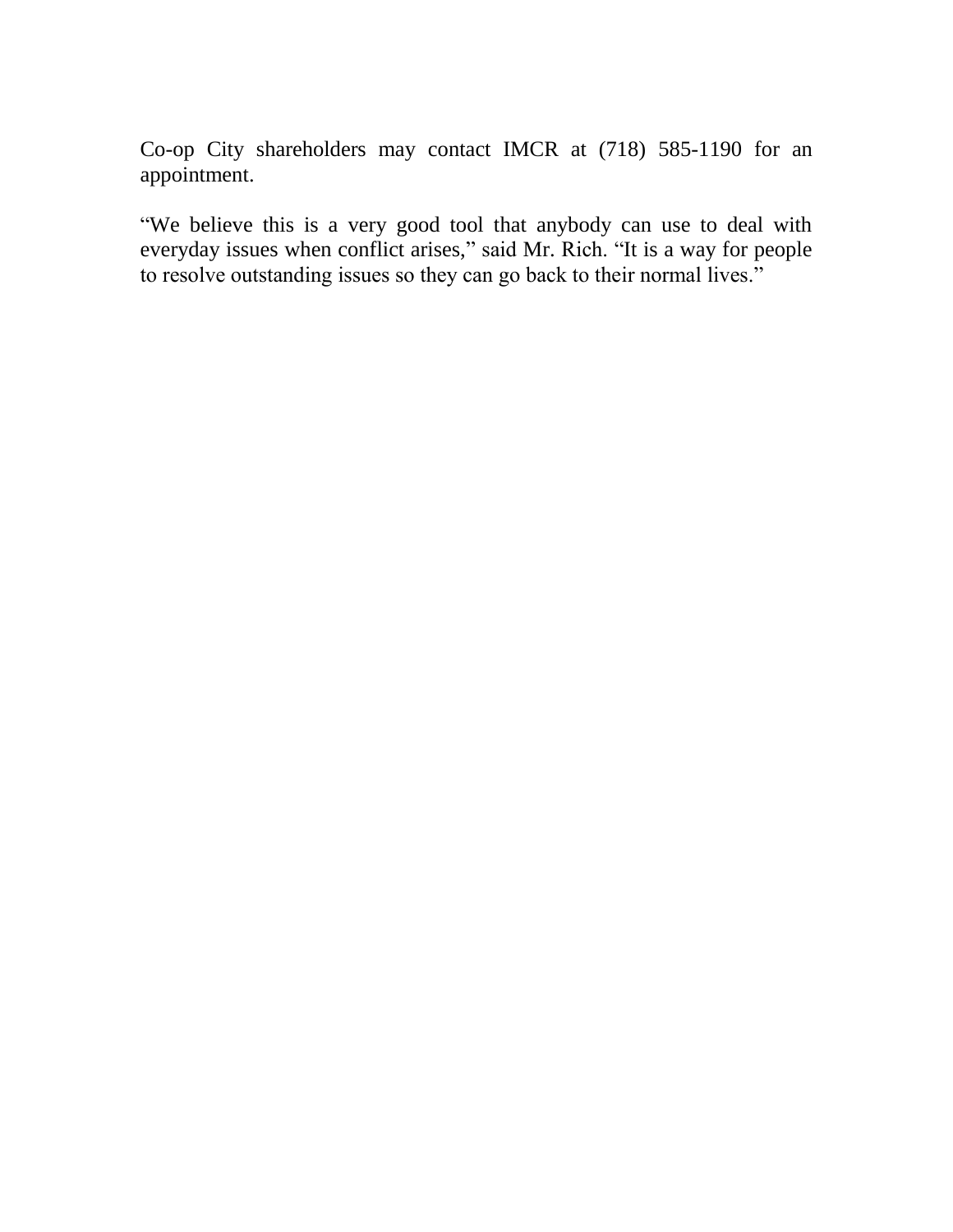Co-op City shareholders may contact IMCR at (718) 585-1190 for an appointment.

“We believe this is a very good tool that anybody can use to deal with everyday issues when conflict arises,” said Mr. Rich. “It is a way for people to resolve outstanding issues so they can go back to their normal lives.”